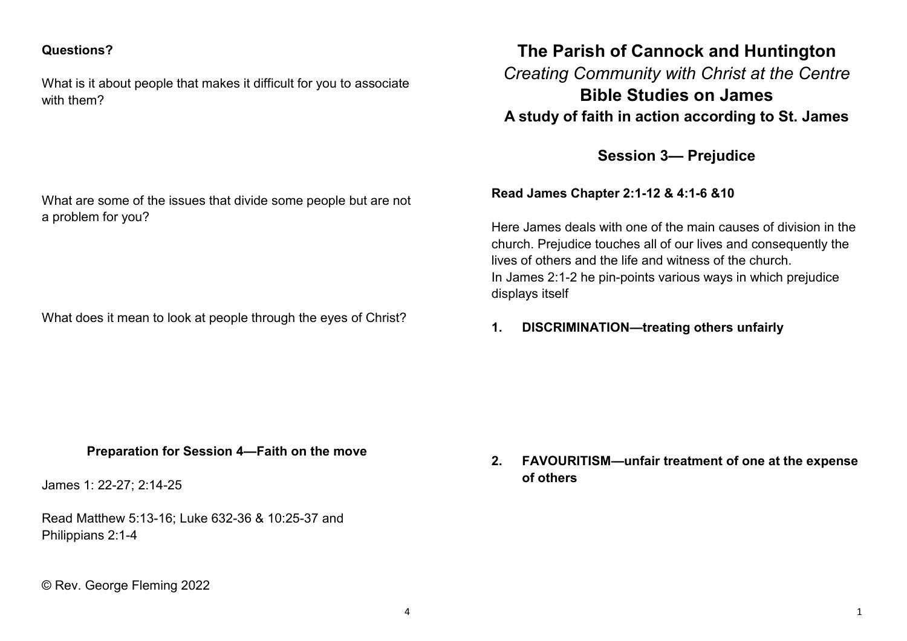# The Parish of Cannock and Huntington

*Creating Community with Christ at the Centre*

## Bible Studies on James

### A study of faith in action according to St. James

## Session 3— Prejudice

**Read James Chapter 2:1-12 & 4:1-6 &10**

Here James deals with one of the main causes of division in the church. Prejudice touches all of our lives and consequently the lives of others and the life and witness of the church.
In James 2:1-2 he pin-points various ways in which prejudice displays itself

1. **DISCRIMINATION—treating others unfairly**

2. **FAVOURITISM—unfair treatment of one at the expense of others**

**Questions?**

What is it about people that makes it difficult for you to associate with them?

What are some of the issues that divide some people but are not a problem for you?

What does it mean to look at people through the eyes of Christ?

**Preparation for Session 4—Faith on the move**

James 1: 22-27; 2:14-25

Read Matthew 5:13-16; Luke 632-36 & 10:25-37 and Philippians 2:1-4

© Rev. George Fleming 2022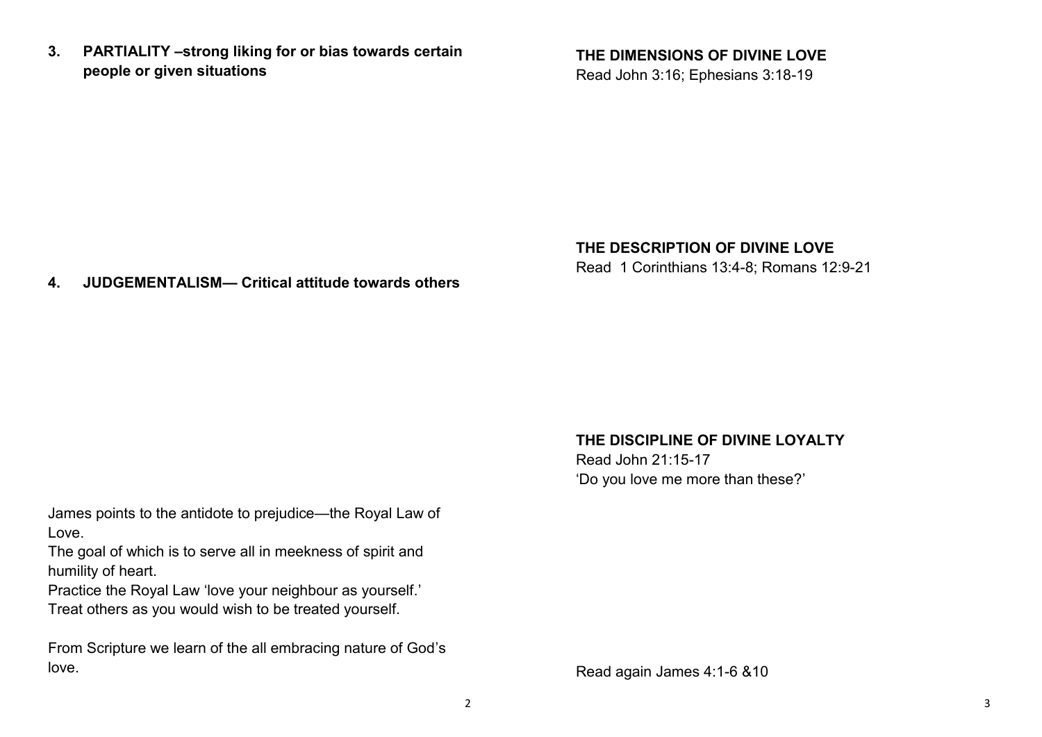**3. PARTIALITY –strong liking for or bias towards certain people or given situations**

**4. JUDGEMENTALISM— Critical attitude towards others**

James points to the antidote to prejudice—the Royal Law of Love.

The goal of which is to serve all in meekness of spirit and humility of heart.

Practice the Royal Law 'love your neighbour as yourself.'

Treat others as you would wish to be treated yourself.

From Scripture we learn of the all embracing nature of God's love.

**THE DIMENSIONS OF DIVINE LOVE**

Read John 3:16; Ephesians 3:18-19

**THE DESCRIPTION OF DIVINE LOVE**

Read 1 Corinthians 13:4-8; Romans 12:9-21

**THE DISCIPLINE OF DIVINE LOYALTY**

Read John 21:15-17

'Do you love me more than these?'

Read again James 4:1-6 &10